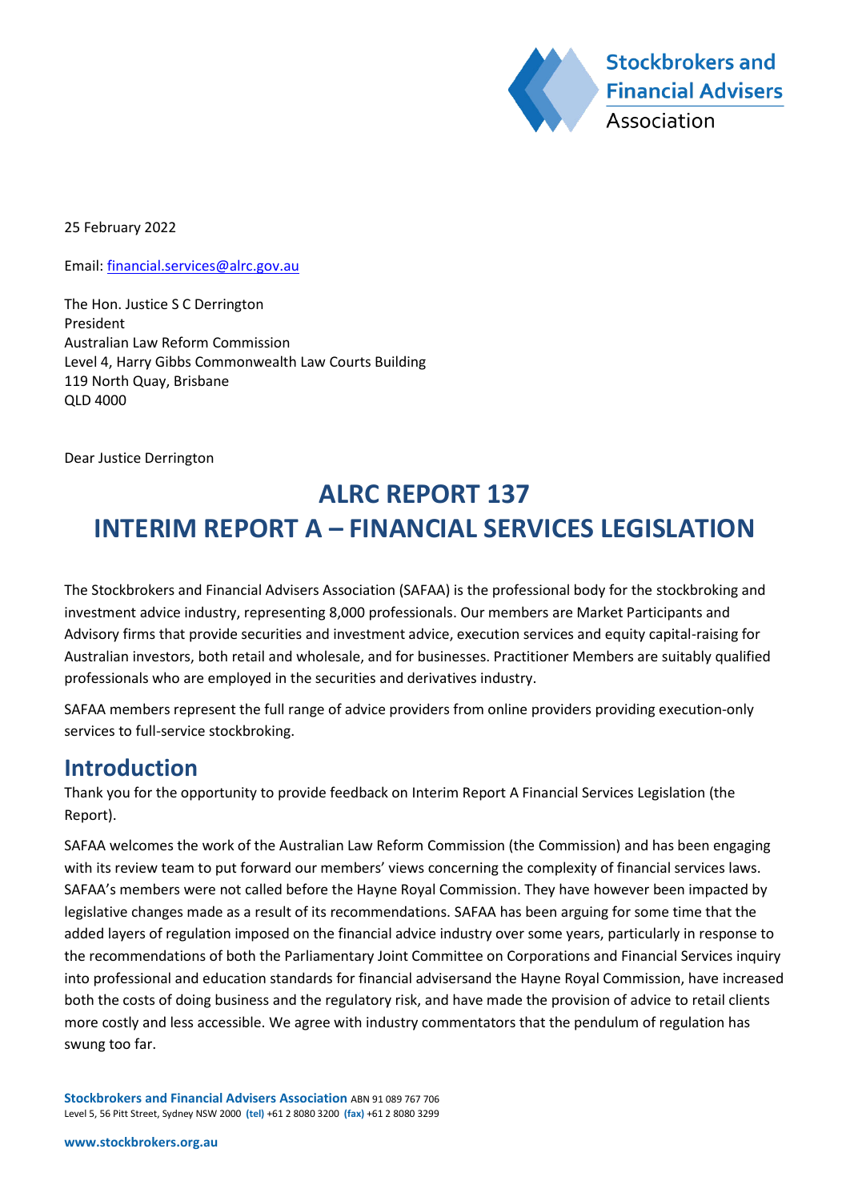25 February 2022

Email: financial.services@alrc.gov.au

The Hon. Justice S C Derrington
President
Australian Law Reform Commission
Level 4, Harry Gibbs Commonwealth Law Courts Building
119 North Quay, Brisbane
QLD 4000

Dear Justice Derrington

# ALRC REPORT 137
# INTERIM REPORT A – FINANCIAL SERVICES LEGISLATION

The Stockbrokers and Financial Advisers Association (SAFAA) is the professional body for the stockbroking and investment advice industry, representing 8,000 professionals. Our members are Market Participants and Advisory firms that provide securities and investment advice, execution services and equity capital-raising for Australian investors, both retail and wholesale, and for businesses. Practitioner Members are suitably qualified professionals who are employed in the securities and derivatives industry.

SAFAA members represent the full range of advice providers from online providers providing execution-only services to full-service stockbroking.

## Introduction

Thank you for the opportunity to provide feedback on Interim Report A Financial Services Legislation (the Report).

SAFAA welcomes the work of the Australian Law Reform Commission (the Commission) and has been engaging with its review team to put forward our members' views concerning the complexity of financial services laws. SAFAA's members were not called before the Hayne Royal Commission. They have however been impacted by legislative changes made as a result of its recommendations. SAFAA has been arguing for some time that the added layers of regulation imposed on the financial advice industry over some years, particularly in response to the recommendations of both the Parliamentary Joint Committee on Corporations and Financial Services inquiry into professional and education standards for financial advisersand the Hayne Royal Commission, have increased both the costs of doing business and the regulatory risk, and have made the provision of advice to retail clients more costly and less accessible. We agree with industry commentators that the pendulum of regulation has swung too far.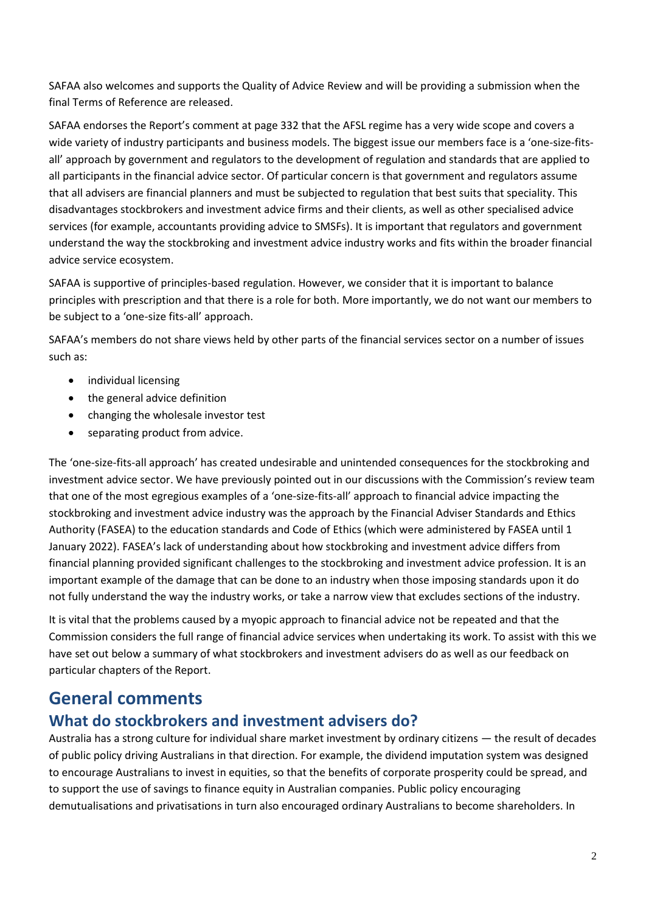SAFAA also welcomes and supports the Quality of Advice Review and will be providing a submission when the final Terms of Reference are released.

SAFAA endorses the Report's comment at page 332 that the AFSL regime has a very wide scope and covers a wide variety of industry participants and business models. The biggest issue our members face is a 'one-size-fits-all' approach by government and regulators to the development of regulation and standards that are applied to all participants in the financial advice sector. Of particular concern is that government and regulators assume that all advisers are financial planners and must be subjected to regulation that best suits that speciality. This disadvantages stockbrokers and investment advice firms and their clients, as well as other specialised advice services (for example, accountants providing advice to SMSFs). It is important that regulators and government understand the way the stockbroking and investment advice industry works and fits within the broader financial advice service ecosystem.

SAFAA is supportive of principles-based regulation. However, we consider that it is important to balance principles with prescription and that there is a role for both. More importantly, we do not want our members to be subject to a 'one-size fits-all' approach.

SAFAA's members do not share views held by other parts of the financial services sector on a number of issues such as:

- individual licensing
- the general advice definition
- changing the wholesale investor test
- separating product from advice.

The 'one-size-fits-all approach' has created undesirable and unintended consequences for the stockbroking and investment advice sector. We have previously pointed out in our discussions with the Commission's review team that one of the most egregious examples of a 'one-size-fits-all' approach to financial advice impacting the stockbroking and investment advice industry was the approach by the Financial Adviser Standards and Ethics Authority (FASEA) to the education standards and Code of Ethics (which were administered by FASEA until 1 January 2022). FASEA's lack of understanding about how stockbroking and investment advice differs from financial planning provided significant challenges to the stockbroking and investment advice profession. It is an important example of the damage that can be done to an industry when those imposing standards upon it do not fully understand the way the industry works, or take a narrow view that excludes sections of the industry.

It is vital that the problems caused by a myopic approach to financial advice not be repeated and that the Commission considers the full range of financial advice services when undertaking its work. To assist with this we have set out below a summary of what stockbrokers and investment advisers do as well as our feedback on particular chapters of the Report.

# General comments

## What do stockbrokers and investment advisers do?

Australia has a strong culture for individual share market investment by ordinary citizens — the result of decades of public policy driving Australians in that direction. For example, the dividend imputation system was designed to encourage Australians to invest in equities, so that the benefits of corporate prosperity could be spread, and to support the use of savings to finance equity in Australian companies. Public policy encouraging demutualisations and privatisations in turn also encouraged ordinary Australians to become shareholders. In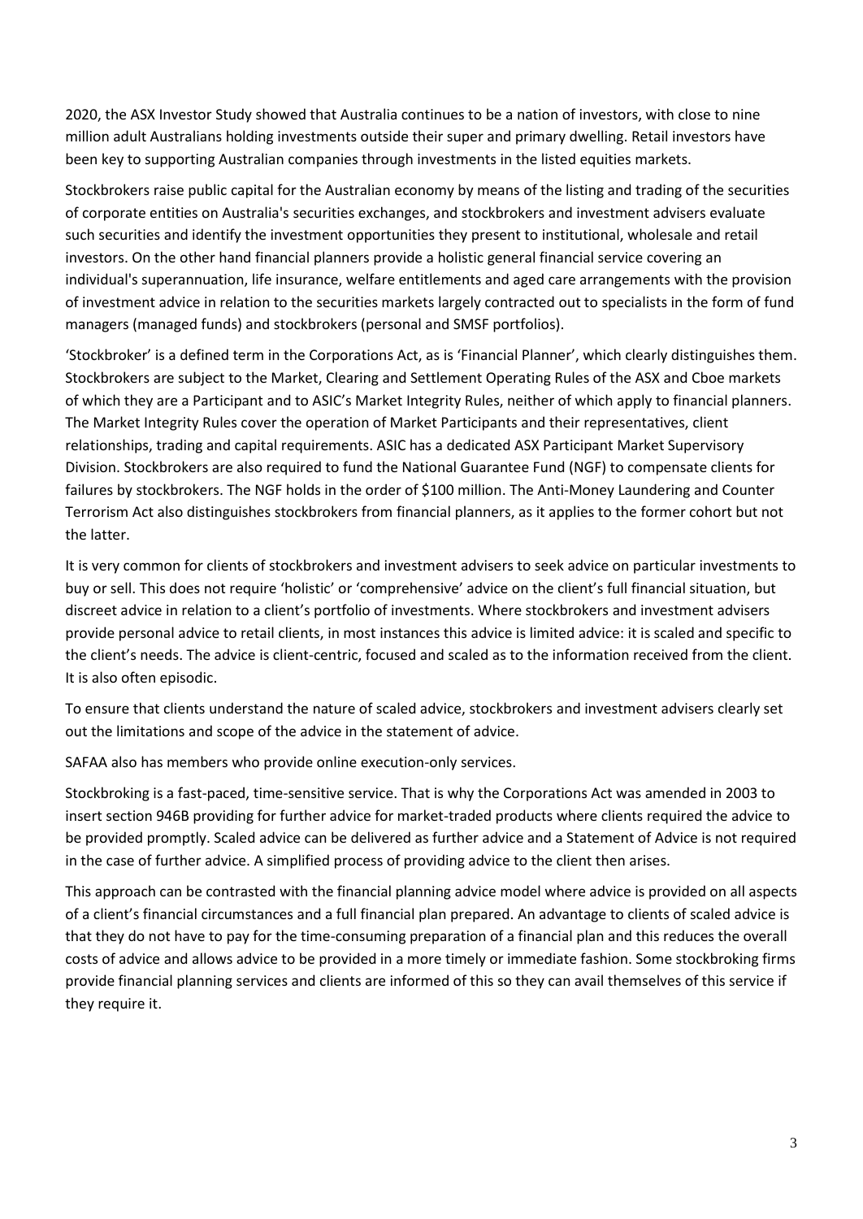2020, the ASX Investor Study showed that Australia continues to be a nation of investors, with close to nine million adult Australians holding investments outside their super and primary dwelling. Retail investors have been key to supporting Australian companies through investments in the listed equities markets.

Stockbrokers raise public capital for the Australian economy by means of the listing and trading of the securities of corporate entities on Australia's securities exchanges, and stockbrokers and investment advisers evaluate such securities and identify the investment opportunities they present to institutional, wholesale and retail investors. On the other hand financial planners provide a holistic general financial service covering an individual's superannuation, life insurance, welfare entitlements and aged care arrangements with the provision of investment advice in relation to the securities markets largely contracted out to specialists in the form of fund managers (managed funds) and stockbrokers (personal and SMSF portfolios).

'Stockbroker' is a defined term in the Corporations Act, as is 'Financial Planner', which clearly distinguishes them. Stockbrokers are subject to the Market, Clearing and Settlement Operating Rules of the ASX and Cboe markets of which they are a Participant and to ASIC's Market Integrity Rules, neither of which apply to financial planners. The Market Integrity Rules cover the operation of Market Participants and their representatives, client relationships, trading and capital requirements. ASIC has a dedicated ASX Participant Market Supervisory Division. Stockbrokers are also required to fund the National Guarantee Fund (NGF) to compensate clients for failures by stockbrokers. The NGF holds in the order of $100 million. The Anti-Money Laundering and Counter Terrorism Act also distinguishes stockbrokers from financial planners, as it applies to the former cohort but not the latter.

It is very common for clients of stockbrokers and investment advisers to seek advice on particular investments to buy or sell. This does not require 'holistic' or 'comprehensive' advice on the client's full financial situation, but discreet advice in relation to a client's portfolio of investments. Where stockbrokers and investment advisers provide personal advice to retail clients, in most instances this advice is limited advice: it is scaled and specific to the client's needs. The advice is client-centric, focused and scaled as to the information received from the client. It is also often episodic.

To ensure that clients understand the nature of scaled advice, stockbrokers and investment advisers clearly set out the limitations and scope of the advice in the statement of advice.

SAFAA also has members who provide online execution-only services.

Stockbroking is a fast-paced, time-sensitive service. That is why the Corporations Act was amended in 2003 to insert section 946B providing for further advice for market-traded products where clients required the advice to be provided promptly. Scaled advice can be delivered as further advice and a Statement of Advice is not required in the case of further advice. A simplified process of providing advice to the client then arises.

This approach can be contrasted with the financial planning advice model where advice is provided on all aspects of a client's financial circumstances and a full financial plan prepared. An advantage to clients of scaled advice is that they do not have to pay for the time-consuming preparation of a financial plan and this reduces the overall costs of advice and allows advice to be provided in a more timely or immediate fashion. Some stockbroking firms provide financial planning services and clients are informed of this so they can avail themselves of this service if they require it.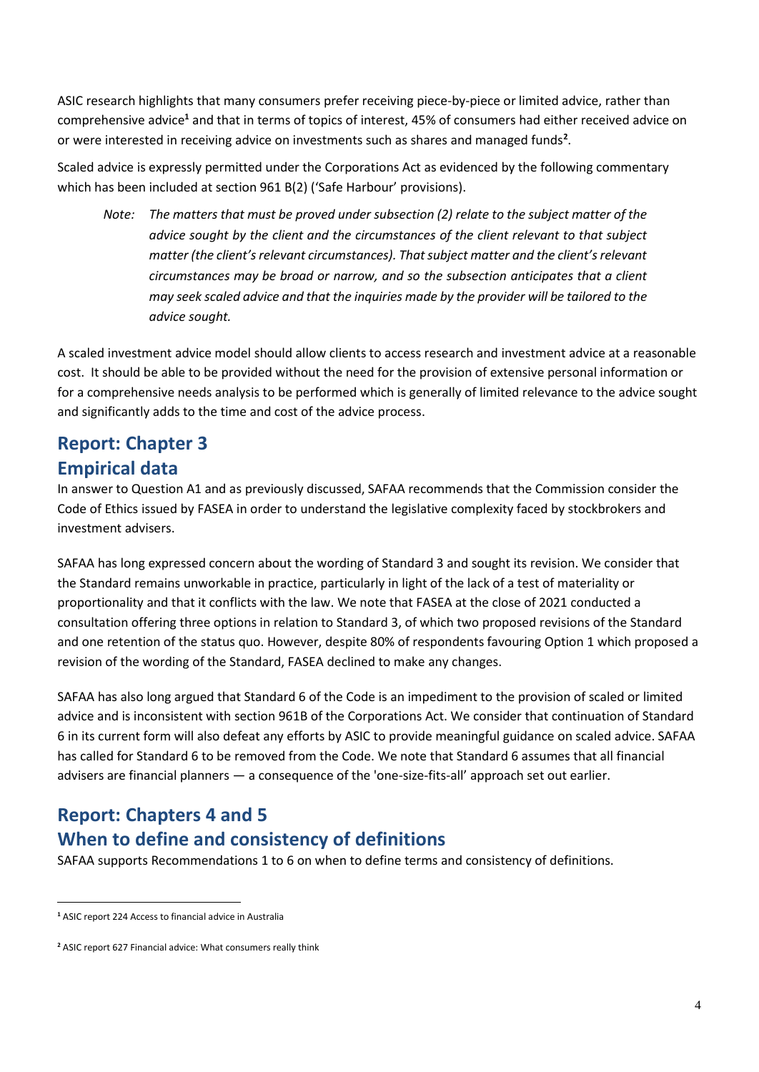ASIC research highlights that many consumers prefer receiving piece-by-piece or limited advice, rather than comprehensive advice[1] and that in terms of topics of interest, 45% of consumers had either received advice on or were interested in receiving advice on investments such as shares and managed funds[2].

Scaled advice is expressly permitted under the Corporations Act as evidenced by the following commentary which has been included at section 961 B(2) ('Safe Harbour' provisions).

> Note: *The matters that must be proved under subsection (2) relate to the subject matter of the advice sought by the client and the circumstances of the client relevant to that subject matter (the client's relevant circumstances). That subject matter and the client's relevant circumstances may be broad or narrow, and so the subsection anticipates that a client may seek scaled advice and that the inquiries made by the provider will be tailored to the advice sought.*

A scaled investment advice model should allow clients to access research and investment advice at a reasonable cost. It should be able to be provided without the need for the provision of extensive personal information or for a comprehensive needs analysis to be performed which is generally of limited relevance to the advice sought and significantly adds to the time and cost of the advice process.

## Report: Chapter 3
## Empirical data

In answer to Question A1 and as previously discussed, SAFAA recommends that the Commission consider the Code of Ethics issued by FASEA in order to understand the legislative complexity faced by stockbrokers and investment advisers.

SAFAA has long expressed concern about the wording of Standard 3 and sought its revision. We consider that the Standard remains unworkable in practice, particularly in light of the lack of a test of materiality or proportionality and that it conflicts with the law. We note that FASEA at the close of 2021 conducted a consultation offering three options in relation to Standard 3, of which two proposed revisions of the Standard and one retention of the status quo. However, despite 80% of respondents favouring Option 1 which proposed a revision of the wording of the Standard, FASEA declined to make any changes.

SAFAA has also long argued that Standard 6 of the Code is an impediment to the provision of scaled or limited advice and is inconsistent with section 961B of the Corporations Act. We consider that continuation of Standard 6 in its current form will also defeat any efforts by ASIC to provide meaningful guidance on scaled advice. SAFAA has called for Standard 6 to be removed from the Code. We note that Standard 6 assumes that all financial advisers are financial planners — a consequence of the 'one-size-fits-all' approach set out earlier.

## Report: Chapters 4 and 5
## When to define and consistency of definitions

SAFAA supports Recommendations 1 to 6 on when to define terms and consistency of definitions.

---

[1] ASIC report 224 Access to financial advice in Australia

[2] ASIC report 627 Financial advice: What consumers really think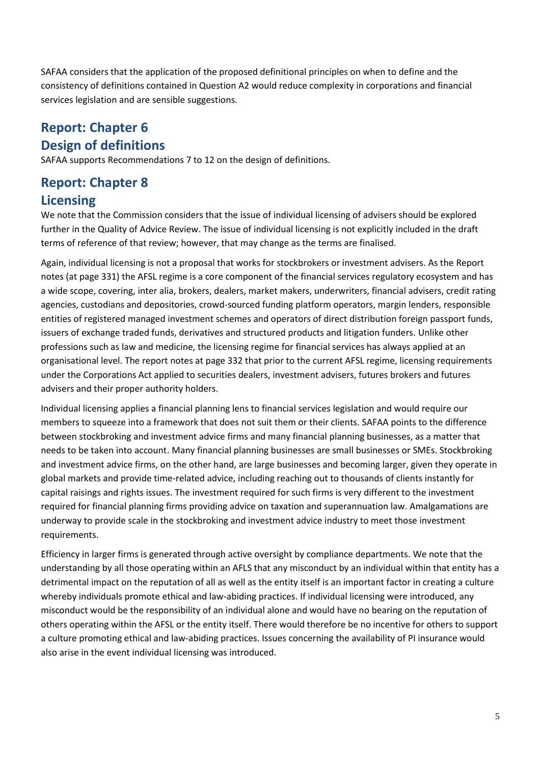SAFAA considers that the application of the proposed definitional principles on when to define and the consistency of definitions contained in Question A2 would reduce complexity in corporations and financial services legislation and are sensible suggestions.

## Report: Chapter 6
## Design of definitions

SAFAA supports Recommendations 7 to 12 on the design of definitions.

## Report: Chapter 8
## Licensing

We note that the Commission considers that the issue of individual licensing of advisers should be explored further in the Quality of Advice Review. The issue of individual licensing is not explicitly included in the draft terms of reference of that review; however, that may change as the terms are finalised.

Again, individual licensing is not a proposal that works for stockbrokers or investment advisers. As the Report notes (at page 331) the AFSL regime is a core component of the financial services regulatory ecosystem and has a wide scope, covering, inter alia, brokers, dealers, market makers, underwriters, financial advisers, credit rating agencies, custodians and depositories, crowd-sourced funding platform operators, margin lenders, responsible entities of registered managed investment schemes and operators of direct distribution foreign passport funds, issuers of exchange traded funds, derivatives and structured products and litigation funders. Unlike other professions such as law and medicine, the licensing regime for financial services has always applied at an organisational level. The report notes at page 332 that prior to the current AFSL regime, licensing requirements under the Corporations Act applied to securities dealers, investment advisers, futures brokers and futures advisers and their proper authority holders.

Individual licensing applies a financial planning lens to financial services legislation and would require our members to squeeze into a framework that does not suit them or their clients. SAFAA points to the difference between stockbroking and investment advice firms and many financial planning businesses, as a matter that needs to be taken into account. Many financial planning businesses are small businesses or SMEs. Stockbroking and investment advice firms, on the other hand, are large businesses and becoming larger, given they operate in global markets and provide time-related advice, including reaching out to thousands of clients instantly for capital raisings and rights issues. The investment required for such firms is very different to the investment required for financial planning firms providing advice on taxation and superannuation law. Amalgamations are underway to provide scale in the stockbroking and investment advice industry to meet those investment requirements.

Efficiency in larger firms is generated through active oversight by compliance departments. We note that the understanding by all those operating within an AFLS that any misconduct by an individual within that entity has a detrimental impact on the reputation of all as well as the entity itself is an important factor in creating a culture whereby individuals promote ethical and law-abiding practices. If individual licensing were introduced, any misconduct would be the responsibility of an individual alone and would have no bearing on the reputation of others operating within the AFSL or the entity itself. There would therefore be no incentive for others to support a culture promoting ethical and law-abiding practices. Issues concerning the availability of PI insurance would also arise in the event individual licensing was introduced.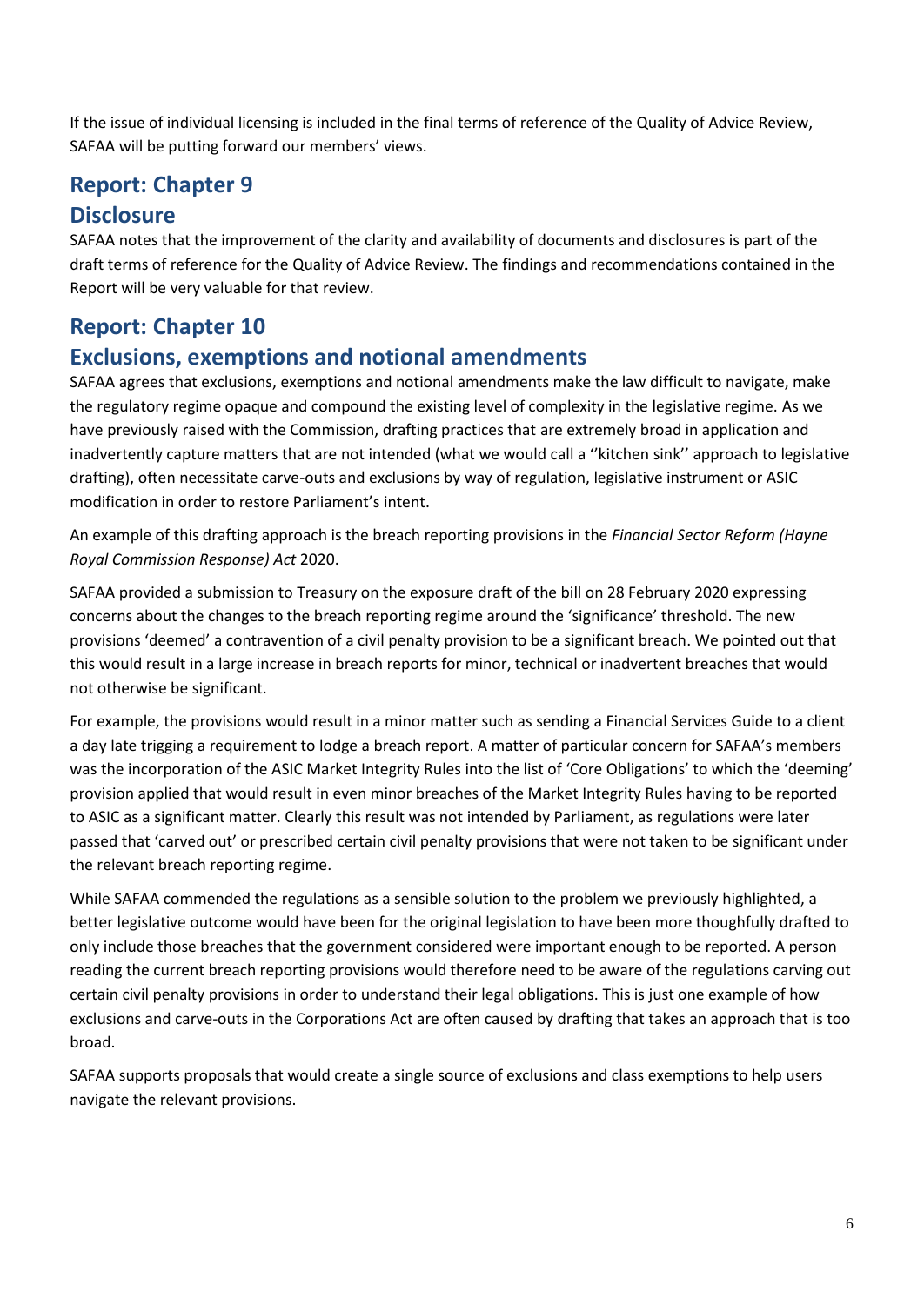If the issue of individual licensing is included in the final terms of reference of the Quality of Advice Review, SAFAA will be putting forward our members' views.

## Report: Chapter 9

## Disclosure

SAFAA notes that the improvement of the clarity and availability of documents and disclosures is part of the draft terms of reference for the Quality of Advice Review. The findings and recommendations contained in the Report will be very valuable for that review.

## Report: Chapter 10

## Exclusions, exemptions and notional amendments

SAFAA agrees that exclusions, exemptions and notional amendments make the law difficult to navigate, make the regulatory regime opaque and compound the existing level of complexity in the legislative regime. As we have previously raised with the Commission, drafting practices that are extremely broad in application and inadvertently capture matters that are not intended (what we would call a ''kitchen sink'' approach to legislative drafting), often necessitate carve-outs and exclusions by way of regulation, legislative instrument or ASIC modification in order to restore Parliament's intent.

An example of this drafting approach is the breach reporting provisions in the *Financial Sector Reform (Hayne Royal Commission Response) Act* 2020.

SAFAA provided a submission to Treasury on the exposure draft of the bill on 28 February 2020 expressing concerns about the changes to the breach reporting regime around the 'significance' threshold. The new provisions 'deemed' a contravention of a civil penalty provision to be a significant breach. We pointed out that this would result in a large increase in breach reports for minor, technical or inadvertent breaches that would not otherwise be significant.

For example, the provisions would result in a minor matter such as sending a Financial Services Guide to a client a day late triggering a requirement to lodge a breach report. A matter of particular concern for SAFAA's members was the incorporation of the ASIC Market Integrity Rules into the list of 'Core Obligations' to which the 'deeming' provision applied that would result in even minor breaches of the Market Integrity Rules having to be reported to ASIC as a significant matter. Clearly this result was not intended by Parliament, as regulations were later passed that 'carved out' or prescribed certain civil penalty provisions that were not taken to be significant under the relevant breach reporting regime.

While SAFAA commended the regulations as a sensible solution to the problem we previously highlighted, a better legislative outcome would have been for the original legislation to have been more thoughfully drafted to only include those breaches that the government considered were important enough to be reported. A person reading the current breach reporting provisions would therefore need to be aware of the regulations carving out certain civil penalty provisions in order to understand their legal obligations. This is just one example of how exclusions and carve-outs in the Corporations Act are often caused by drafting that takes an approach that is too broad.

SAFAA supports proposals that would create a single source of exclusions and class exemptions to help users navigate the relevant provisions.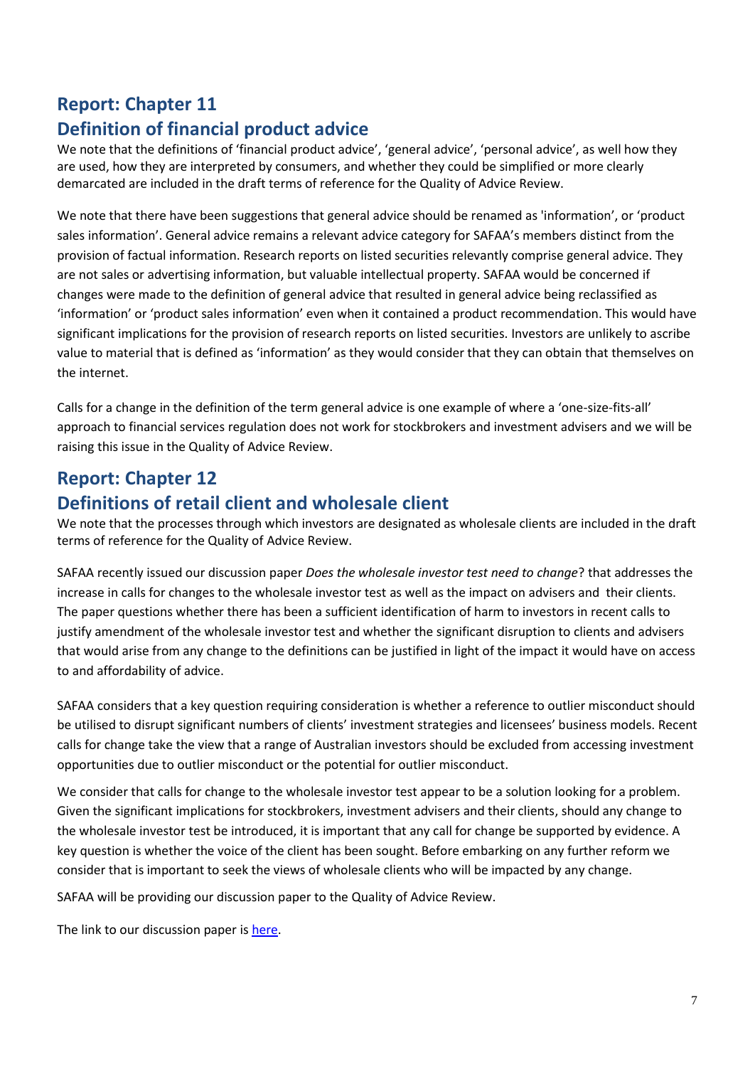## Report: Chapter 11
## Definition of financial product advice

We note that the definitions of 'financial product advice', 'general advice', 'personal advice', as well how they are used, how they are interpreted by consumers, and whether they could be simplified or more clearly demarcated are included in the draft terms of reference for the Quality of Advice Review.

We note that there have been suggestions that general advice should be renamed as 'information', or 'product sales information'. General advice remains a relevant advice category for SAFAA's members distinct from the provision of factual information. Research reports on listed securities relevantly comprise general advice. They are not sales or advertising information, but valuable intellectual property. SAFAA would be concerned if changes were made to the definition of general advice that resulted in general advice being reclassified as 'information' or 'product sales information' even when it contained a product recommendation. This would have significant implications for the provision of research reports on listed securities. Investors are unlikely to ascribe value to material that is defined as 'information' as they would consider that they can obtain that themselves on the internet.

Calls for a change in the definition of the term general advice is one example of where a 'one-size-fits-all' approach to financial services regulation does not work for stockbrokers and investment advisers and we will be raising this issue in the Quality of Advice Review.

## Report: Chapter 12
## Definitions of retail client and wholesale client

We note that the processes through which investors are designated as wholesale clients are included in the draft terms of reference for the Quality of Advice Review.

SAFAA recently issued our discussion paper *Does the wholesale investor test need to change*? that addresses the increase in calls for changes to the wholesale investor test as well as the impact on advisers and their clients. The paper questions whether there has been a sufficient identification of harm to investors in recent calls to justify amendment of the wholesale investor test and whether the significant disruption to clients and advisers that would arise from any change to the definitions can be justified in light of the impact it would have on access to and affordability of advice.

SAFAA considers that a key question requiring consideration is whether a reference to outlier misconduct should be utilised to disrupt significant numbers of clients' investment strategies and licensees' business models. Recent calls for change take the view that a range of Australian investors should be excluded from accessing investment opportunities due to outlier misconduct or the potential for outlier misconduct.

We consider that calls for change to the wholesale investor test appear to be a solution looking for a problem. Given the significant implications for stockbrokers, investment advisers and their clients, should any change to the wholesale investor test be introduced, it is important that any call for change be supported by evidence. A key question is whether the voice of the client has been sought. Before embarking on any further reform we consider that is important to seek the views of wholesale clients who will be impacted by any change.

SAFAA will be providing our discussion paper to the Quality of Advice Review.

The link to our discussion paper is here.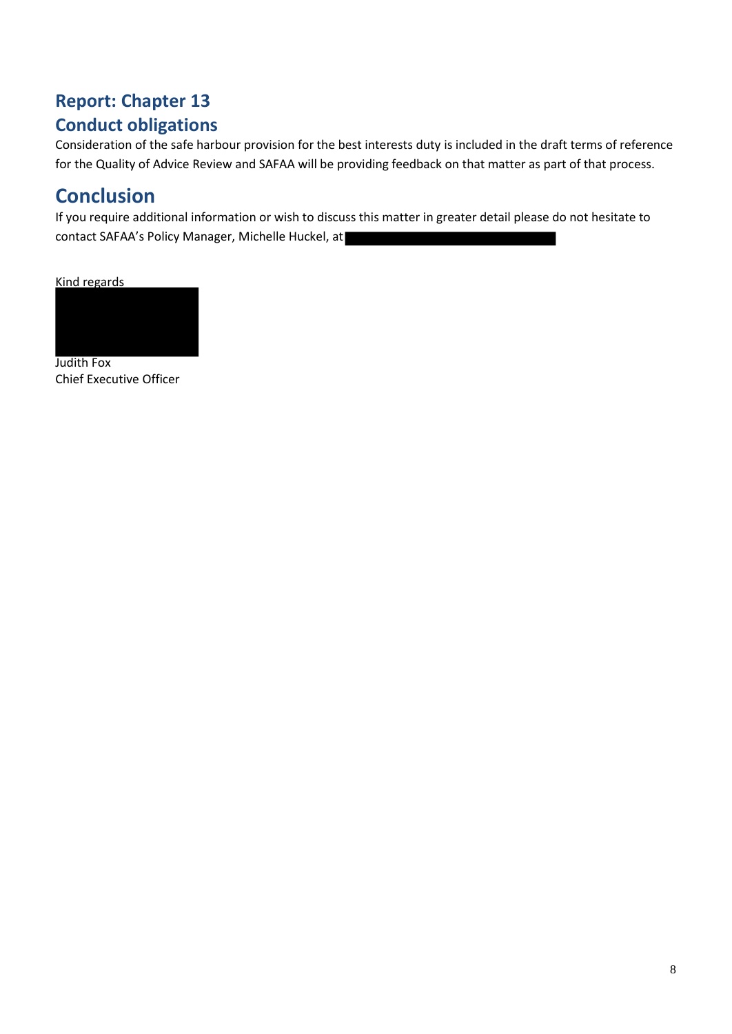## Report: Chapter 13
## Conduct obligations

Consideration of the safe harbour provision for the best interests duty is included in the draft terms of reference for the Quality of Advice Review and SAFAA will be providing feedback on that matter as part of that process.

# Conclusion

If you require additional information or wish to discuss this matter in greater detail please do not hesitate to contact SAFAA's Policy Manager, Michelle Huckel, at

Kind regards

Judith Fox
Chief Executive Officer